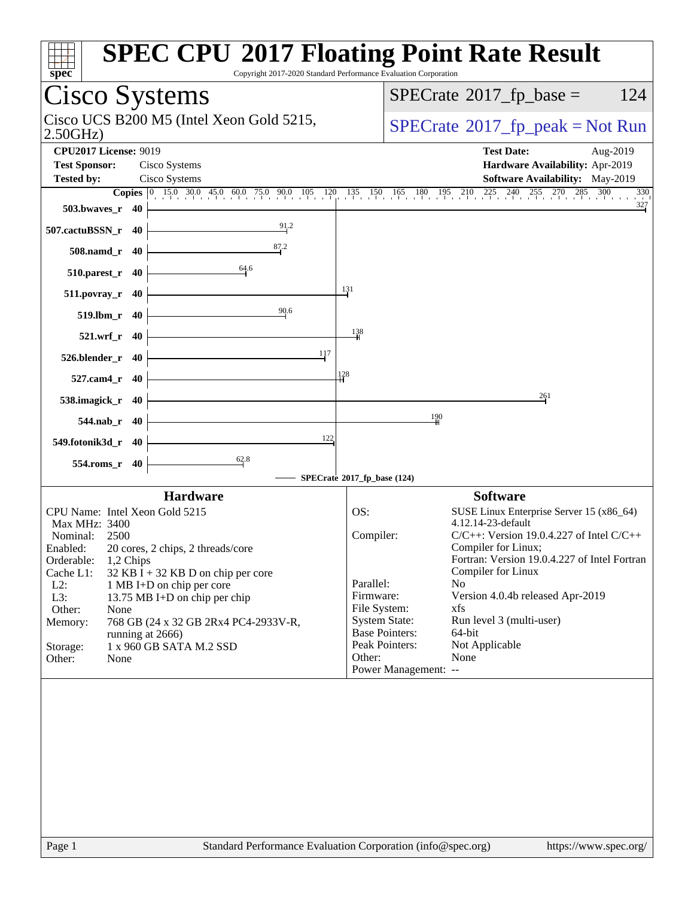# SPEC CPU 2017 Floating Point Rate Result

Copyright 2017-2020 Standard Performance Evaluation Corporation

## Cisco Systems

Cisco UCS B200 M5 (Intel Xeon Gold 5215, 2.50GHz)

SPECrate 2017_fp_base = 124

SPECrate 2017_fp_peak = Not Run

**CPU2017 License:** 9019
**Test Sponsor:** Cisco Systems
**Tested by:** Cisco Systems

**Test Date:** Aug-2019
**Hardware Availability:** Apr-2019
**Software Availability:** May-2019

| Benchmark | Copies | SPECrate 2017_fp_base |
|---|---|---|
| 503.bwaves_r | 40 | 327 |
| 507.cactuBSSN_r | 40 | 91.2 |
| 508.namd_r | 40 | 87.2 |
| 510.parest_r | 40 | 64.6 |
| 511.povray_r | 40 | 131 |
| 519.lbm_r | 40 | 90.6 |
| 521.wrf_r | 40 | 138 |
| 526.blender_r | 40 | 117 |
| 527.cam4_r | 40 | 128 |
| 538.imagick_r | 40 | 261 |
| 544.nab_r | 40 | 190 |
| 549.fotonik3d_r | 40 | 122 |
| 554.roms_r | 40 | 62.8 |

SPECrate 2017_fp_base (124)

### Hardware

| | |
|---|---|
| CPU Name: | Intel Xeon Gold 5215 |
| Max MHz: | 3400 |
| Nominal: | 2500 |
| Enabled: | 20 cores, 2 chips, 2 threads/core |
| Orderable: | 1,2 Chips |
| Cache L1: | 32 KB I + 32 KB D on chip per core |
| L2: | 1 MB I+D on chip per core |
| L3: | 13.75 MB I+D on chip per chip |
| Other: | None |
| Memory: | 768 GB (24 x 32 GB 2Rx4 PC4-2933V-R, running at 2666) |
| Storage: | 1 x 960 GB SATA M.2 SSD |
| Other: | None |

### Software

| | |
|---|---|
| OS: | SUSE Linux Enterprise Server 15 (x86_64) 4.12.14-23-default |
| Compiler: | C/C++: Version 19.0.4.227 of Intel C/C++ Compiler for Linux; Fortran: Version 19.0.4.227 of Intel Fortran Compiler for Linux |
| Parallel: | No |
| Firmware: | Version 4.0.4b released Apr-2019 |
| File System: | xfs |
| System State: | Run level 3 (multi-user) |
| Base Pointers: | 64-bit |
| Peak Pointers: | Not Applicable |
| Other: | None |
| Power Management: | -- |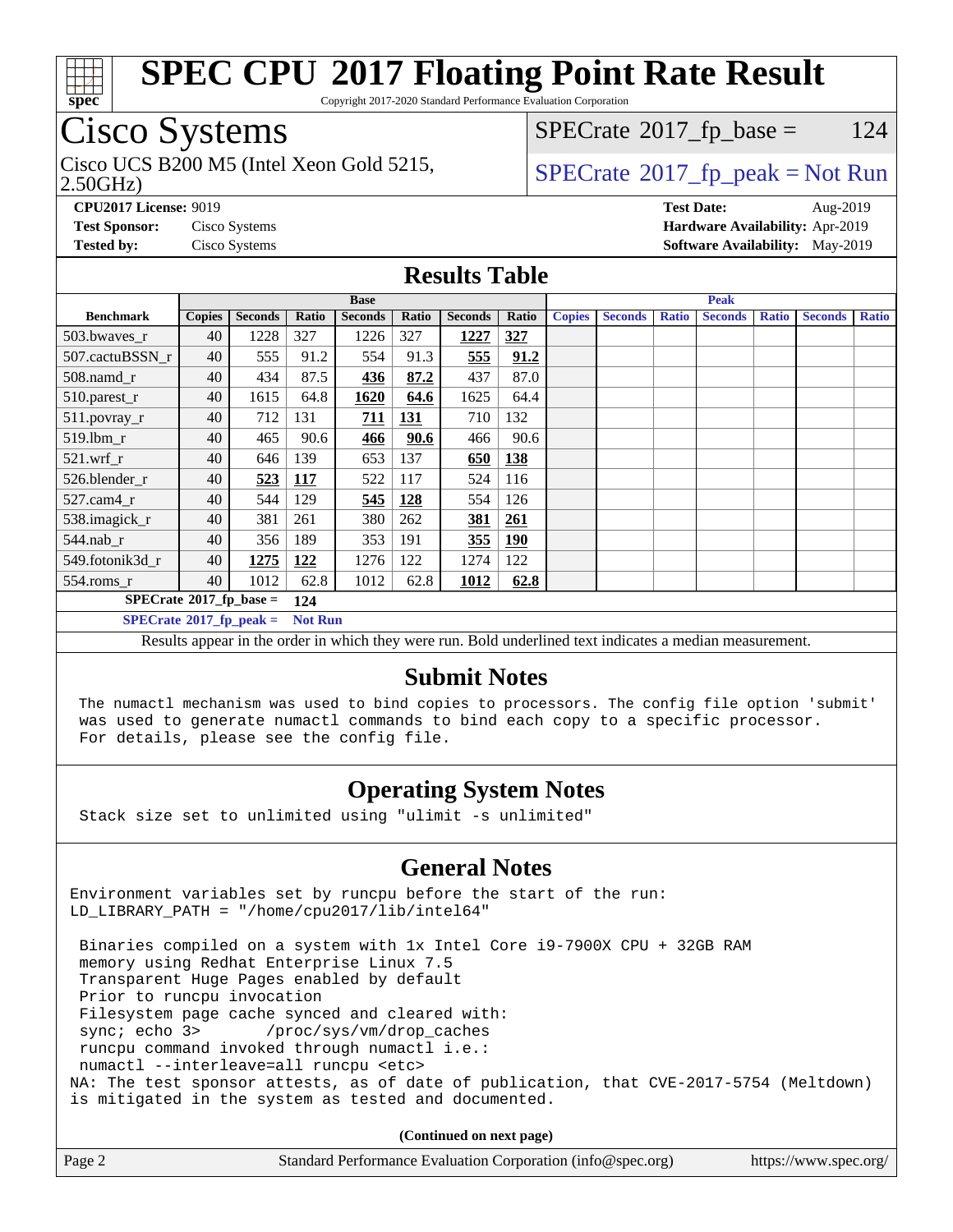# SPEC CPU 2017 Floating Point Rate Result

Copyright 2017-2020 Standard Performance Evaluation Corporation

## Cisco Systems

Cisco UCS B200 M5 (Intel Xeon Gold 5215, 2.50GHz)

SPECrate 2017_fp_base = 124

SPECrate 2017_fp_peak = Not Run

**CPU2017 License:** 9019
**Test Sponsor:** Cisco Systems
**Tested by:** Cisco Systems

**Test Date:** Aug-2019
**Hardware Availability:** Apr-2019
**Software Availability:** May-2019

## Results Table

| | Base | | | | | | | Peak | | | | | | |
|---|---|---|---|---|---|---|---|---|---|---|---|---|---|---|
| **Benchmark** | **Copies** | **Seconds** | **Ratio** | **Seconds** | **Ratio** | **Seconds** | **Ratio** | **Copies** | **Seconds** | **Ratio** | **Seconds** | **Ratio** | **Seconds** | **Ratio** |
| 503.bwaves_r | 40 | 1228 | 327 | 1226 | 327 | **1227** | **327** | | | | | | | |
| 507.cactuBSSN_r | 40 | 555 | 91.2 | 554 | 91.3 | **555** | **91.2** | | | | | | | |
| 508.namd_r | 40 | 434 | 87.5 | **436** | **87.2** | 437 | 87.0 | | | | | | | |
| 510.parest_r | 40 | 1615 | 64.8 | **1620** | **64.6** | 1625 | 64.4 | | | | | | | |
| 511.povray_r | 40 | 712 | 131 | **711** | **131** | 710 | 132 | | | | | | | |
| 519.lbm_r | 40 | 465 | 90.6 | **466** | **90.6** | 466 | 90.6 | | | | | | | |
| 521.wrf_r | 40 | 646 | 139 | 653 | 137 | **650** | **138** | | | | | | | |
| 526.blender_r | 40 | **523** | **117** | 522 | 117 | 524 | 116 | | | | | | | |
| 527.cam4_r | 40 | 544 | 129 | **545** | **128** | 554 | 126 | | | | | | | |
| 538.imagick_r | 40 | 381 | 261 | 380 | 262 | **381** | **261** | | | | | | | |
| 544.nab_r | 40 | 356 | 189 | 353 | 191 | **355** | **190** | | | | | | | |
| 549.fotonik3d_r | 40 | **1275** | **122** | 1276 | 122 | 1274 | 122 | | | | | | | |
| 554.roms_r | 40 | 1012 | 62.8 | 1012 | 62.8 | **1012** | **62.8** | | | | | | | |

**SPECrate 2017_fp_base = 124**

**SPECrate 2017_fp_peak = Not Run**

Results appear in the order in which they were run. Bold underlined text indicates a median measurement.

## Submit Notes

The numactl mechanism was used to bind copies to processors. The config file option 'submit' was used to generate numactl commands to bind each copy to a specific processor. For details, please see the config file.

## Operating System Notes

Stack size set to unlimited using "ulimit -s unlimited"

## General Notes

```
Environment variables set by runcpu before the start of the run:
LD_LIBRARY_PATH = "/home/cpu2017/lib/intel64"

 Binaries compiled on a system with 1x Intel Core i9-7900X CPU + 32GB RAM
 memory using Redhat Enterprise Linux 7.5
 Transparent Huge Pages enabled by default
 Prior to runcpu invocation
 Filesystem page cache synced and cleared with:
 sync; echo 3>       /proc/sys/vm/drop_caches
 runcpu command invoked through numactl i.e.:
 numactl --interleave=all runcpu <etc>
NA: The test sponsor attests, as of date of publication, that CVE-2017-5754 (Meltdown)
is mitigated in the system as tested and documented.
```

**(Continued on next page)**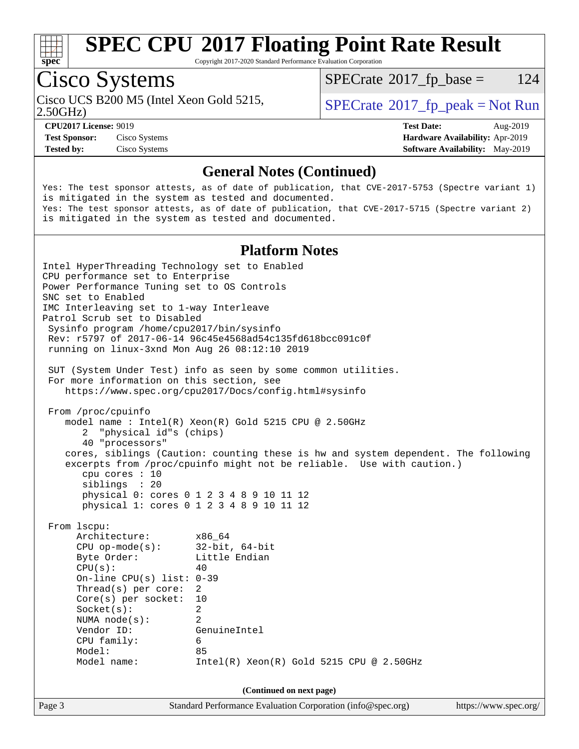# SPEC CPU 2017 Floating Point Rate Result

Copyright 2017-2020 Standard Performance Evaluation Corporation

## Cisco Systems

Cisco UCS B200 M5 (Intel Xeon Gold 5215, 2.50GHz)

SPECrate 2017_fp_base = 124

SPECrate 2017_fp_peak = Not Run

**CPU2017 License:** 9019
**Test Sponsor:** Cisco Systems
**Tested by:** Cisco Systems

**Test Date:** Aug-2019
**Hardware Availability:** Apr-2019
**Software Availability:** May-2019

### General Notes (Continued)

```
Yes: The test sponsor attests, as of date of publication, that CVE-2017-5753 (Spectre variant 1)
is mitigated in the system as tested and documented.
Yes: The test sponsor attests, as of date of publication, that CVE-2017-5715 (Spectre variant 2)
is mitigated in the system as tested and documented.
```

### Platform Notes

```
Intel HyperThreading Technology set to Enabled
CPU performance set to Enterprise
Power Performance Tuning set to OS Controls
SNC set to Enabled
IMC Interleaving set to 1-way Interleave
Patrol Scrub set to Disabled
 Sysinfo program /home/cpu2017/bin/sysinfo
 Rev: r5797 of 2017-06-14 96c45e4568ad54c135fd618bcc091c0f
 running on linux-3xnd Mon Aug 26 08:12:10 2019

 SUT (System Under Test) info as seen by some common utilities.
 For more information on this section, see
    https://www.spec.org/cpu2017/Docs/config.html#sysinfo

 From /proc/cpuinfo
    model name : Intel(R) Xeon(R) Gold 5215 CPU @ 2.50GHz
       2  "physical id"s (chips)
       40 "processors"
    cores, siblings (Caution: counting these is hw and system dependent. The following
    excerpts from /proc/cpuinfo might not be reliable.  Use with caution.)
       cpu cores : 10
       siblings  : 20
       physical 0: cores 0 1 2 3 4 8 9 10 11 12
       physical 1: cores 0 1 2 3 4 8 9 10 11 12

 From lscpu:
      Architecture:        x86_64
      CPU op-mode(s):      32-bit, 64-bit
      Byte Order:          Little Endian
      CPU(s):              40
      On-line CPU(s) list: 0-39
      Thread(s) per core:  2
      Core(s) per socket:  10
      Socket(s):           2
      NUMA node(s):        2
      Vendor ID:           GenuineIntel
      CPU family:          6
      Model:               85
      Model name:          Intel(R) Xeon(R) Gold 5215 CPU @ 2.50GHz
```

(Continued on next page)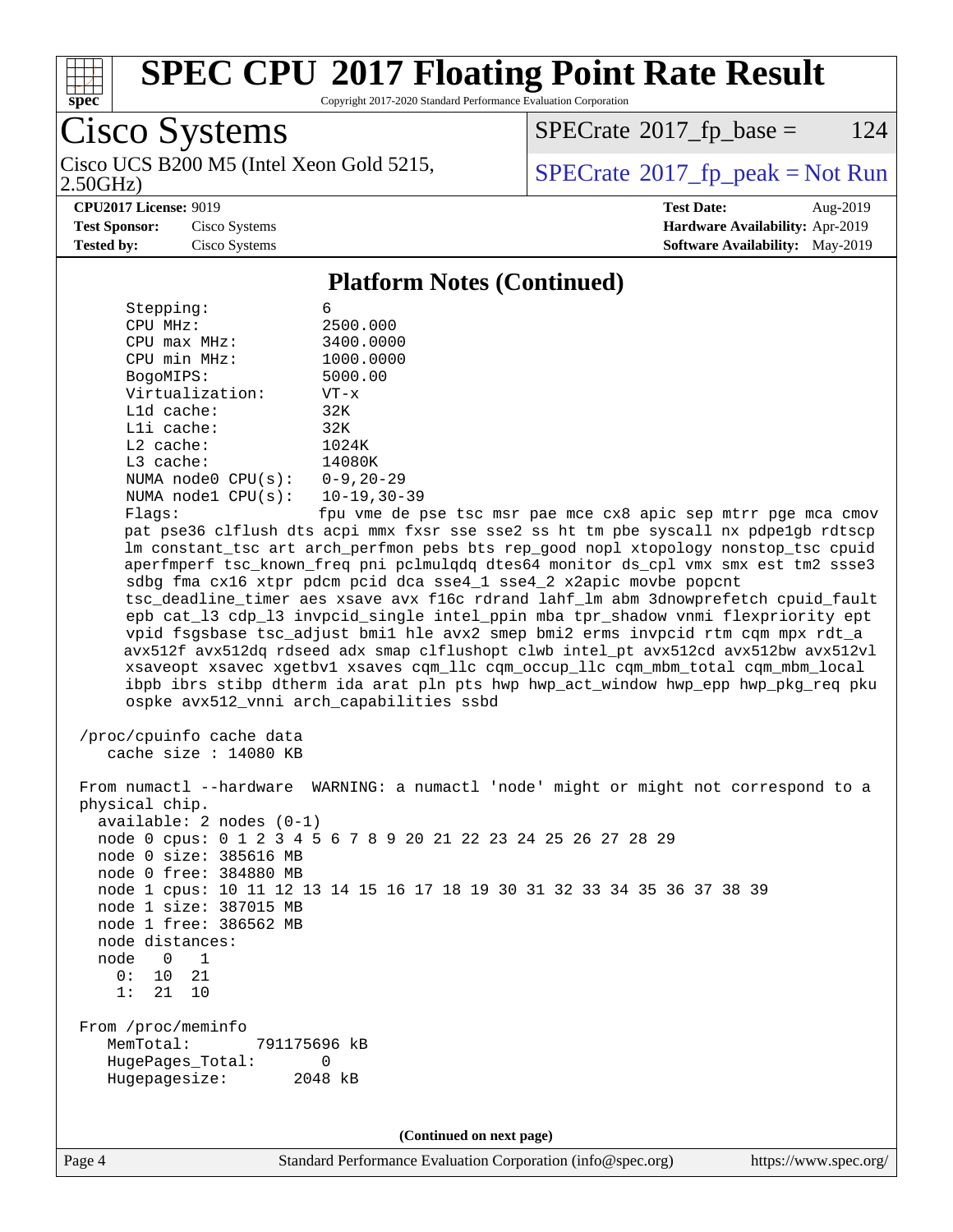# SPEC CPU 2017 Floating Point Rate Result

Copyright 2017-2020 Standard Performance Evaluation Corporation

## Cisco Systems

Cisco UCS B200 M5 (Intel Xeon Gold 5215, 2.50GHz)

SPECrate 2017_fp_base = 124

SPECrate 2017_fp_peak = Not Run

**CPU2017 License:** 9019
**Test Sponsor:** Cisco Systems
**Tested by:** Cisco Systems

**Test Date:** Aug-2019
**Hardware Availability:** Apr-2019
**Software Availability:** May-2019

### Platform Notes (Continued)

```
      Stepping:            6
      CPU MHz:             2500.000
      CPU max MHz:         3400.0000
      CPU min MHz:         1000.0000
      BogoMIPS:            5000.00
      Virtualization:      VT-x
      L1d cache:           32K
      L1i cache:           32K
      L2 cache:            1024K
      L3 cache:            14080K
      NUMA node0 CPU(s):   0-9,20-29
      NUMA node1 CPU(s):   10-19,30-39
      Flags:               fpu vme de pse tsc msr pae mce cx8 apic sep mtrr pge mca cmov
      pat pse36 clflush dts acpi mmx fxsr sse sse2 ss ht tm pbe syscall nx pdpe1gb rdtscp
      lm constant_tsc art arch_perfmon pebs bts rep_good nopl xtopology nonstop_tsc cpuid
      aperfmperf tsc_known_freq pni pclmulqdq dtes64 monitor ds_cpl vmx smx est tm2 ssse3
      sdbg fma cx16 xtpr pdcm pcid dca sse4_1 sse4_2 x2apic movbe popcnt
      tsc_deadline_timer aes xsave avx f16c rdrand lahf_lm abm 3dnowprefetch cpuid_fault
      epb cat_l3 cdp_l3 invpcid_single intel_ppin mba tpr_shadow vnmi flexpriority ept
      vpid fsgsbase tsc_adjust bmi1 hle avx2 smep bmi2 erms invpcid rtm cqm mpx rdt_a
      avx512f avx512dq rdseed adx smap clflushopt clwb intel_pt avx512cd avx512bw avx512vl
      xsaveopt xsavec xgetbv1 xsaves cqm_llc cqm_occup_llc cqm_mbm_total cqm_mbm_local
      ibpb ibrs stibp dtherm ida arat pln pts hwp hwp_act_window hwp_epp hwp_pkg_req pku
      ospke avx512_vnni arch_capabilities ssbd

 /proc/cpuinfo cache data
    cache size : 14080 KB

 From numactl --hardware  WARNING: a numactl 'node' might or might not correspond to a
 physical chip.
   available: 2 nodes (0-1)
   node 0 cpus: 0 1 2 3 4 5 6 7 8 9 20 21 22 23 24 25 26 27 28 29
   node 0 size: 385616 MB
   node 0 free: 384880 MB
   node 1 cpus: 10 11 12 13 14 15 16 17 18 19 30 31 32 33 34 35 36 37 38 39
   node 1 size: 387015 MB
   node 1 free: 386562 MB
   node distances:
   node   0   1
     0:  10  21
     1:  21  10

 From /proc/meminfo
    MemTotal:       791175696 kB
    HugePages_Total:       0
    Hugepagesize:       2048 kB
```

(Continued on next page)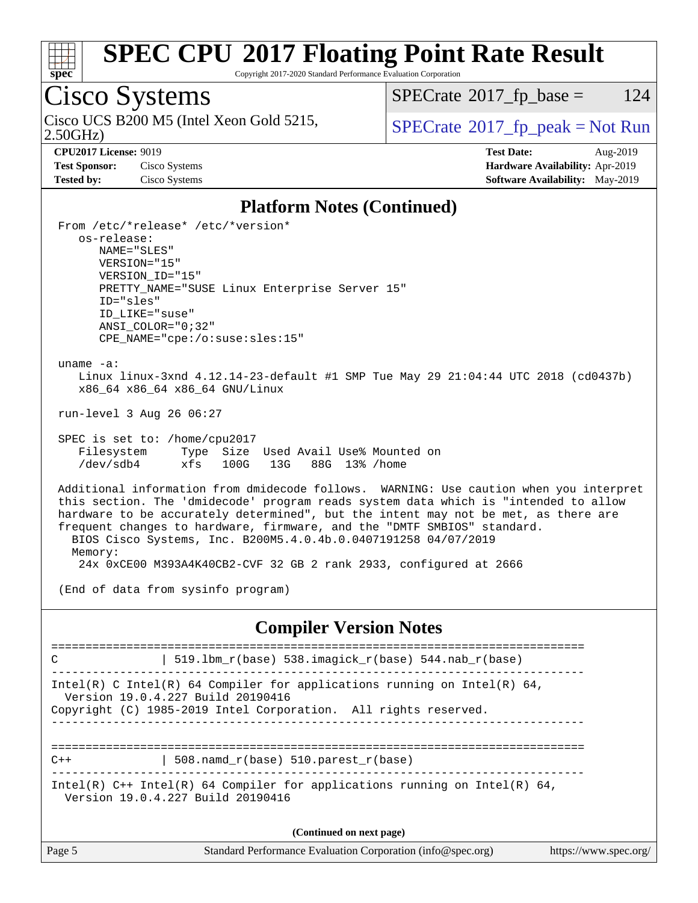# SPEC CPU 2017 Floating Point Rate Result

Copyright 2017-2020 Standard Performance Evaluation Corporation

## Cisco Systems

Cisco UCS B200 M5 (Intel Xeon Gold 5215, 2.50GHz)

SPECrate 2017_fp_base = 124

SPECrate 2017_fp_peak = Not Run

**CPU2017 License:** 9019
**Test Sponsor:** Cisco Systems
**Tested by:** Cisco Systems

**Test Date:** Aug-2019
**Hardware Availability:** Apr-2019
**Software Availability:** May-2019

### Platform Notes (Continued)

```
From /etc/*release* /etc/*version*
   os-release:
      NAME="SLES"
      VERSION="15"
      VERSION_ID="15"
      PRETTY_NAME="SUSE Linux Enterprise Server 15"
      ID="sles"
      ID_LIKE="suse"
      ANSI_COLOR="0;32"
      CPE_NAME="cpe:/o:suse:sles:15"

uname -a:
   Linux linux-3xnd 4.12.14-23-default #1 SMP Tue May 29 21:04:44 UTC 2018 (cd0437b)
   x86_64 x86_64 x86_64 GNU/Linux

run-level 3 Aug 26 06:27

SPEC is set to: /home/cpu2017
   Filesystem     Type  Size  Used Avail Use% Mounted on
   /dev/sdb4      xfs   100G   13G   88G  13% /home

Additional information from dmidecode follows.  WARNING: Use caution when you interpret
this section. The 'dmidecode' program reads system data which is "intended to allow
hardware to be accurately determined", but the intent may not be met, as there are
frequent changes to hardware, firmware, and the "DMTF SMBIOS" standard.
   BIOS Cisco Systems, Inc. B200M5.4.0.4b.0.0407191258 04/07/2019
   Memory:
      24x 0xCE00 M393A4K40CB2-CVF 32 GB 2 rank 2933, configured at 2666

(End of data from sysinfo program)
```

### Compiler Version Notes

```
==============================================================================
C               | 519.lbm_r(base) 538.imagick_r(base) 544.nab_r(base)
------------------------------------------------------------------------------
Intel(R) C Intel(R) 64 Compiler for applications running on Intel(R) 64,
  Version 19.0.4.227 Build 20190416
Copyright (C) 1985-2019 Intel Corporation.  All rights reserved.
------------------------------------------------------------------------------

==============================================================================
C++             | 508.namd_r(base) 510.parest_r(base)
------------------------------------------------------------------------------
Intel(R) C++ Intel(R) 64 Compiler for applications running on Intel(R) 64,
  Version 19.0.4.227 Build 20190416
```

**(Continued on next page)**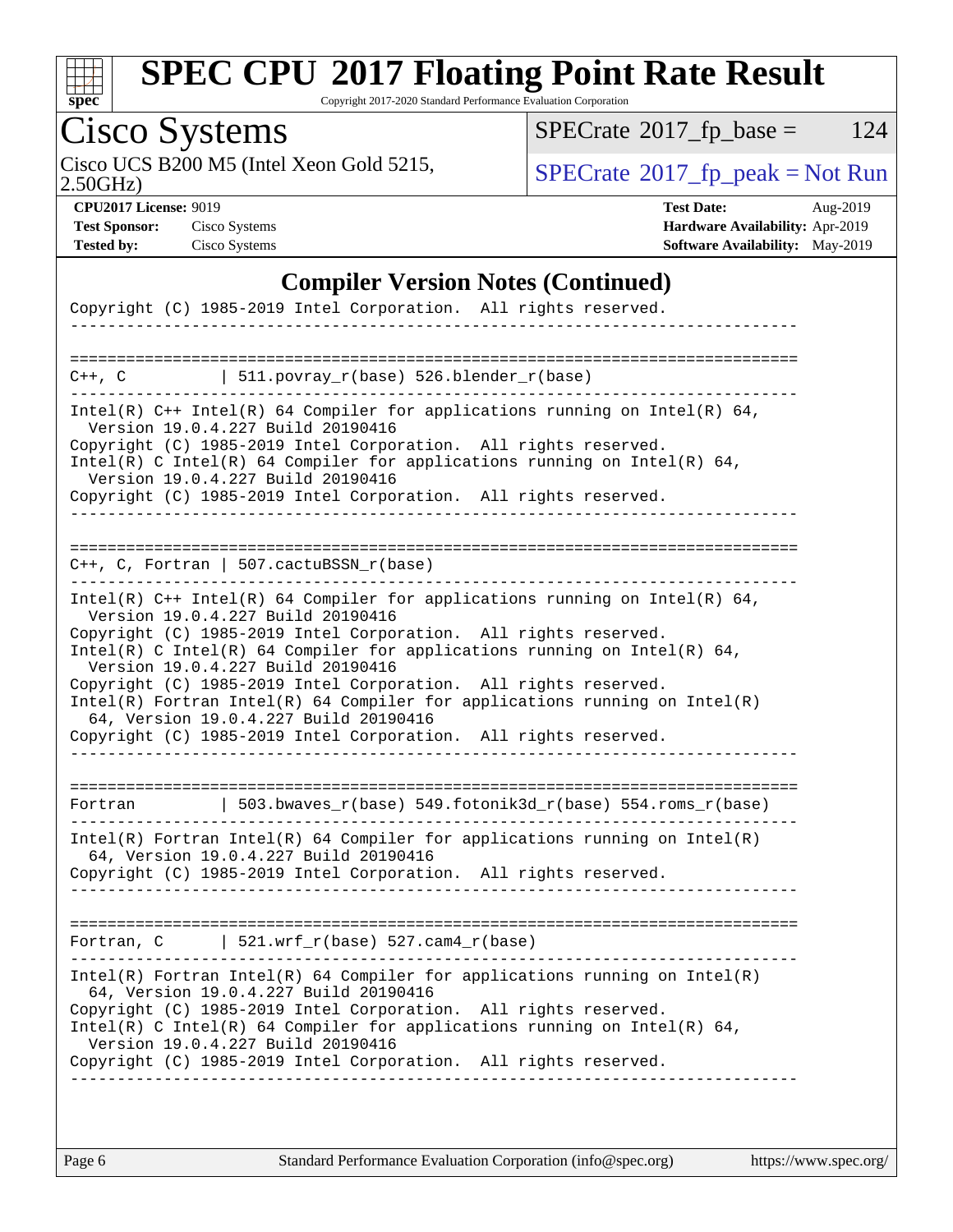## Compiler Version Notes (Continued)

```
Copyright (C) 1985-2019 Intel Corporation.  All rights reserved.
------------------------------------------------------------------------------

==============================================================================
C++, C           | 511.povray_r(base) 526.blender_r(base)
------------------------------------------------------------------------------
Intel(R) C++ Intel(R) 64 Compiler for applications running on Intel(R) 64,
  Version 19.0.4.227 Build 20190416
Copyright (C) 1985-2019 Intel Corporation.  All rights reserved.
Intel(R) C Intel(R) 64 Compiler for applications running on Intel(R) 64,
  Version 19.0.4.227 Build 20190416
Copyright (C) 1985-2019 Intel Corporation.  All rights reserved.
------------------------------------------------------------------------------

==============================================================================
C++, C, Fortran | 507.cactuBSSN_r(base)
------------------------------------------------------------------------------
Intel(R) C++ Intel(R) 64 Compiler for applications running on Intel(R) 64,
  Version 19.0.4.227 Build 20190416
Copyright (C) 1985-2019 Intel Corporation.  All rights reserved.
Intel(R) C Intel(R) 64 Compiler for applications running on Intel(R) 64,
  Version 19.0.4.227 Build 20190416
Copyright (C) 1985-2019 Intel Corporation.  All rights reserved.
Intel(R) Fortran Intel(R) 64 Compiler for applications running on Intel(R)
  64, Version 19.0.4.227 Build 20190416
Copyright (C) 1985-2019 Intel Corporation.  All rights reserved.
------------------------------------------------------------------------------

==============================================================================
Fortran          | 503.bwaves_r(base) 549.fotonik3d_r(base) 554.roms_r(base)
------------------------------------------------------------------------------
Intel(R) Fortran Intel(R) 64 Compiler for applications running on Intel(R)
  64, Version 19.0.4.227 Build 20190416
Copyright (C) 1985-2019 Intel Corporation.  All rights reserved.
------------------------------------------------------------------------------

==============================================================================
Fortran, C       | 521.wrf_r(base) 527.cam4_r(base)
------------------------------------------------------------------------------
Intel(R) Fortran Intel(R) 64 Compiler for applications running on Intel(R)
  64, Version 19.0.4.227 Build 20190416
Copyright (C) 1985-2019 Intel Corporation.  All rights reserved.
Intel(R) C Intel(R) 64 Compiler for applications running on Intel(R) 64,
  Version 19.0.4.227 Build 20190416
Copyright (C) 1985-2019 Intel Corporation.  All rights reserved.
------------------------------------------------------------------------------
```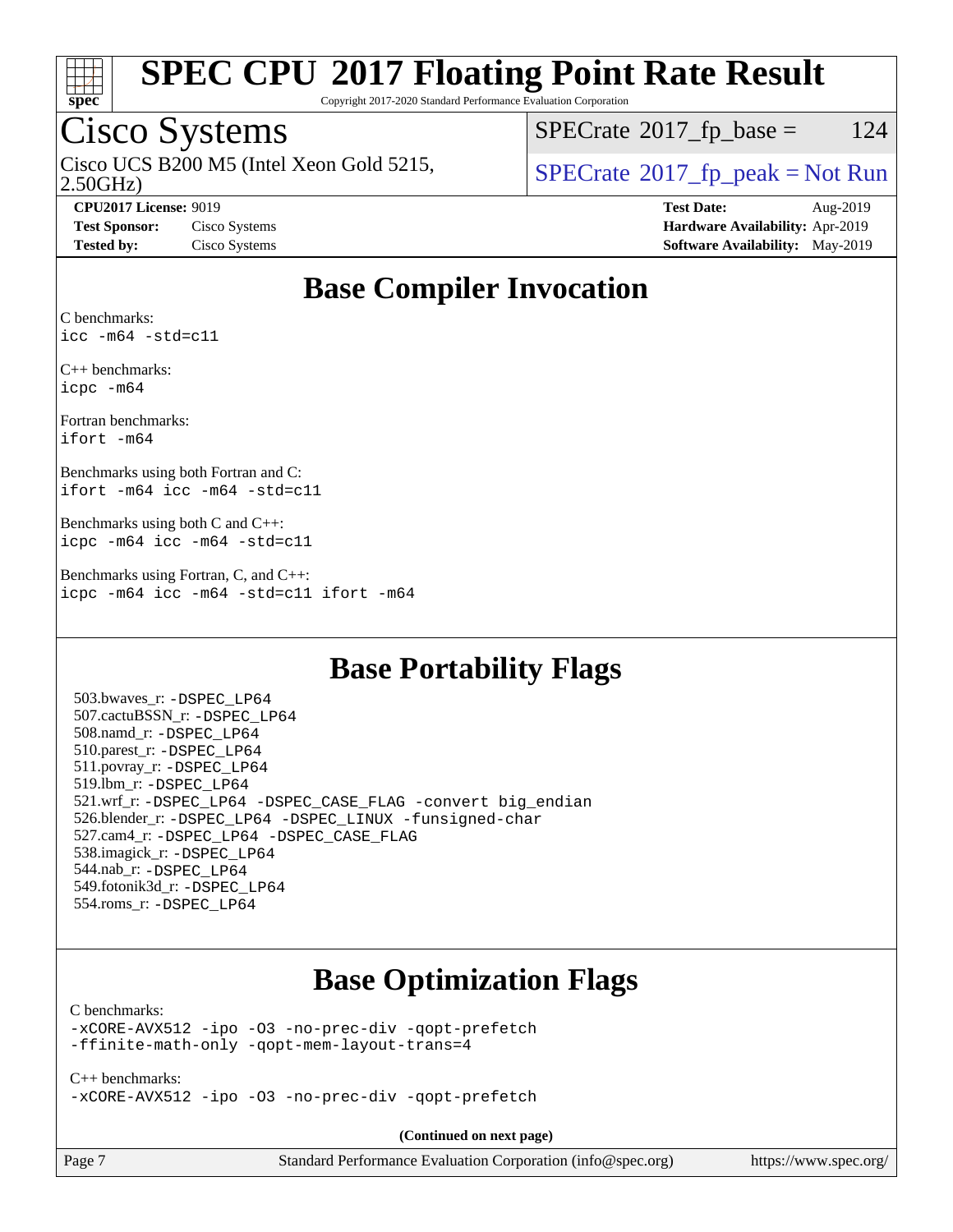# Base Compiler Invocation

C benchmarks:
`icc -m64 -std=c11`

C++ benchmarks:
`icpc -m64`

Fortran benchmarks:
`ifort -m64`

Benchmarks using both Fortran and C:
`ifort -m64 icc -m64 -std=c11`

Benchmarks using both C and C++:
`icpc -m64 icc -m64 -std=c11`

Benchmarks using Fortran, C, and C++:
`icpc -m64 icc -m64 -std=c11 ifort -m64`

# Base Portability Flags

503.bwaves_r: `-DSPEC_LP64`
507.cactuBSSN_r: `-DSPEC_LP64`
508.namd_r: `-DSPEC_LP64`
510.parest_r: `-DSPEC_LP64`
511.povray_r: `-DSPEC_LP64`
519.lbm_r: `-DSPEC_LP64`
521.wrf_r: `-DSPEC_LP64 -DSPEC_CASE_FLAG -convert big_endian`
526.blender_r: `-DSPEC_LP64 -DSPEC_LINUX -funsigned-char`
527.cam4_r: `-DSPEC_LP64 -DSPEC_CASE_FLAG`
538.imagick_r: `-DSPEC_LP64`
544.nab_r: `-DSPEC_LP64`
549.fotonik3d_r: `-DSPEC_LP64`
554.roms_r: `-DSPEC_LP64`

# Base Optimization Flags

C benchmarks:
`-xCORE-AVX512 -ipo -O3 -no-prec-div -qopt-prefetch`
`-ffinite-math-only -qopt-mem-layout-trans=4`

C++ benchmarks:
`-xCORE-AVX512 -ipo -O3 -no-prec-div -qopt-prefetch`

**(Continued on next page)**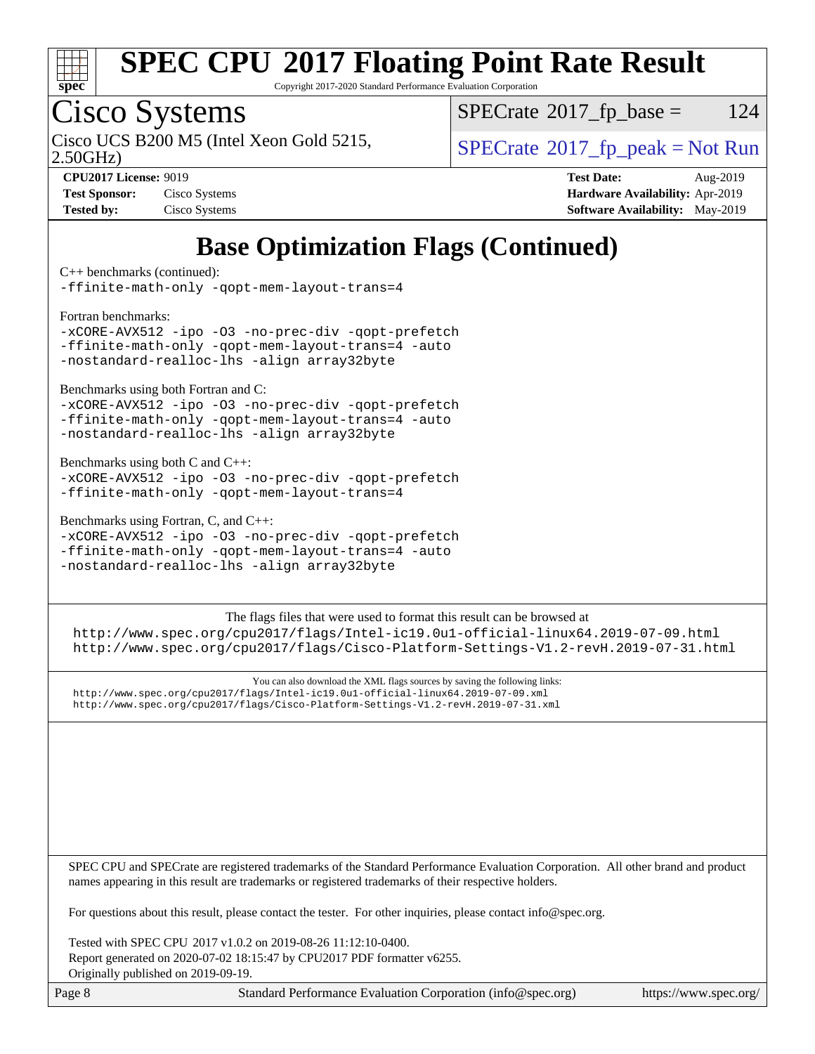# Base Optimization Flags (Continued)

C++ benchmarks (continued):
-ffinite-math-only -qopt-mem-layout-trans=4

Fortran benchmarks:
-xCORE-AVX512 -ipo -O3 -no-prec-div -qopt-prefetch
-ffinite-math-only -qopt-mem-layout-trans=4 -auto
-nostandard-realloc-lhs -align array32byte

Benchmarks using both Fortran and C:
-xCORE-AVX512 -ipo -O3 -no-prec-div -qopt-prefetch
-ffinite-math-only -qopt-mem-layout-trans=4 -auto
-nostandard-realloc-lhs -align array32byte

Benchmarks using both C and C++:
-xCORE-AVX512 -ipo -O3 -no-prec-div -qopt-prefetch
-ffinite-math-only -qopt-mem-layout-trans=4

Benchmarks using Fortran, C, and C++:
-xCORE-AVX512 -ipo -O3 -no-prec-div -qopt-prefetch
-ffinite-math-only -qopt-mem-layout-trans=4 -auto
-nostandard-realloc-lhs -align array32byte

The flags files that were used to format this result can be browsed at
http://www.spec.org/cpu2017/flags/Intel-ic19.0u1-official-linux64.2019-07-09.html
http://www.spec.org/cpu2017/flags/Cisco-Platform-Settings-V1.2-revH.2019-07-31.html

You can also download the XML flags sources by saving the following links:
http://www.spec.org/cpu2017/flags/Intel-ic19.0u1-official-linux64.2019-07-09.xml
http://www.spec.org/cpu2017/flags/Cisco-Platform-Settings-V1.2-revH.2019-07-31.xml

SPEC CPU and SPECrate are registered trademarks of the Standard Performance Evaluation Corporation. All other brand and product names appearing in this result are trademarks or registered trademarks of their respective holders.

For questions about this result, please contact the tester. For other inquiries, please contact info@spec.org.

Tested with SPEC CPU 2017 v1.0.2 on 2019-08-26 11:12:10-0400.
Report generated on 2020-07-02 18:15:47 by CPU2017 PDF formatter v6255.
Originally published on 2019-09-19.